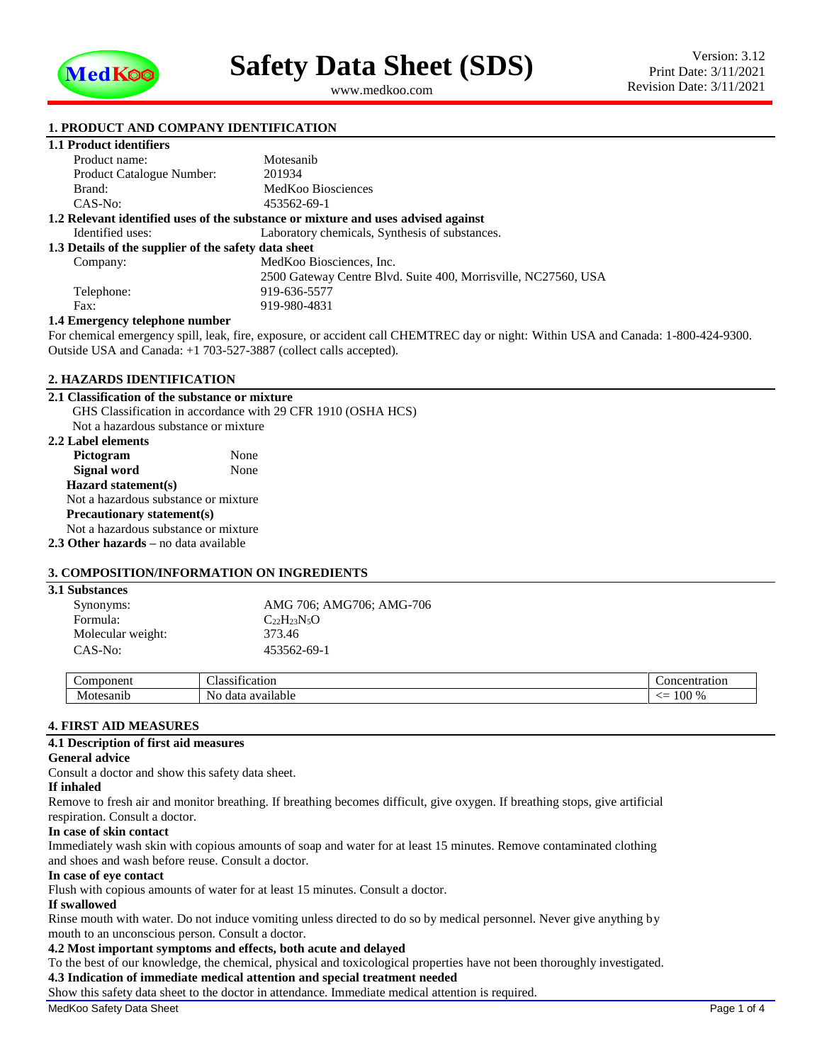# Safety Data Sheet (SDS)

www.medkoo.com

Version: 3.12
Print Date: 3/11/2021
Revision Date: 3/11/2021

## 1. PRODUCT AND COMPANY IDENTIFICATION

### 1.1 Product identifiers

| | |
|---|---|
| Product name: | Motesanib |
| Product Catalogue Number: | 201934 |
| Brand: | MedKoo Biosciences |
| CAS-No: | 453562-69-1 |

### 1.2 Relevant identified uses of the substance or mixture and uses advised against

Identified uses: Laboratory chemicals, Synthesis of substances.

### 1.3 Details of the supplier of the safety data sheet

| | |
|---|---|
| Company: | MedKoo Biosciences, Inc. |
| | 2500 Gateway Centre Blvd. Suite 400, Morrisville, NC27560, USA |
| Telephone: | 919-636-5577 |
| Fax: | 919-980-4831 |

### 1.4 Emergency telephone number

For chemical emergency spill, leak, fire, exposure, or accident call CHEMTREC day or night: Within USA and Canada: 1-800-424-9300. Outside USA and Canada: +1 703-527-3887 (collect calls accepted).

## 2. HAZARDS IDENTIFICATION

### 2.1 Classification of the substance or mixture

GHS Classification in accordance with 29 CFR 1910 (OSHA HCS)
Not a hazardous substance or mixture

### 2.2 Label elements

**Pictogram** None
**Signal word** None

**Hazard statement(s)**
Not a hazardous substance or mixture

**Precautionary statement(s)**
Not a hazardous substance or mixture

**2.3 Other hazards** – no data available

## 3. COMPOSITION/INFORMATION ON INGREDIENTS

### 3.1 Substances

| | |
|---|---|
| Synonyms: | AMG 706; AMG706; AMG-706 |
| Formula: | $C_{22}H_{23}N_5O$ |
| Molecular weight: | 373.46 |
| CAS-No: | 453562-69-1 |

| Component | Classification | Concentration |
|---|---|---|
| Motesanib | No data available | <= 100 % |

## 4. FIRST AID MEASURES

### 4.1 Description of first aid measures

**General advice**
Consult a doctor and show this safety data sheet.

**If inhaled**
Remove to fresh air and monitor breathing. If breathing becomes difficult, give oxygen. If breathing stops, give artificial respiration. Consult a doctor.

**In case of skin contact**
Immediately wash skin with copious amounts of soap and water for at least 15 minutes. Remove contaminated clothing and shoes and wash before reuse. Consult a doctor.

**In case of eye contact**
Flush with copious amounts of water for at least 15 minutes. Consult a doctor.

**If swallowed**
Rinse mouth with water. Do not induce vomiting unless directed to do so by medical personnel. Never give anything by mouth to an unconscious person. Consult a doctor.

### 4.2 Most important symptoms and effects, both acute and delayed

To the best of our knowledge, the chemical, physical and toxicological properties have not been thoroughly investigated.

### 4.3 Indication of immediate medical attention and special treatment needed

Show this safety data sheet to the doctor in attendance. Immediate medical attention is required.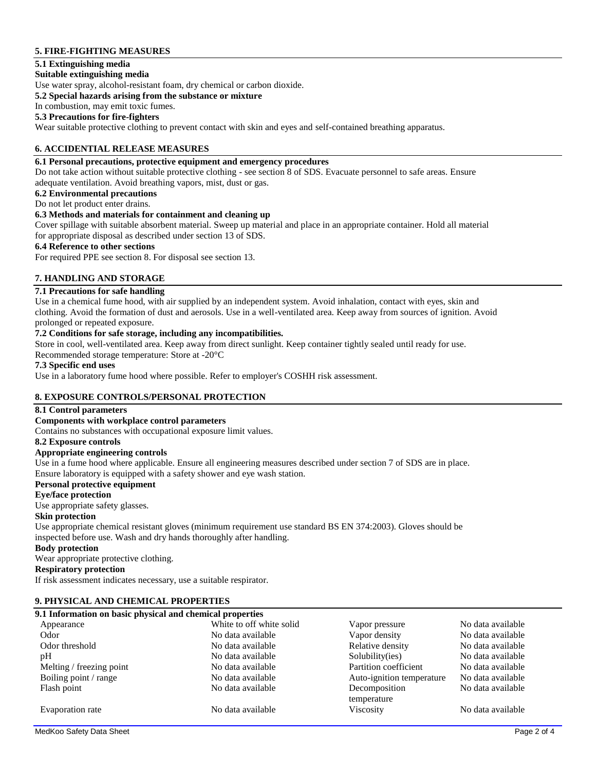## 5. FIRE-FIGHTING MEASURES

### 5.1 Extinguishing media

**Suitable extinguishing media**

Use water spray, alcohol-resistant foam, dry chemical or carbon dioxide.

### 5.2 Special hazards arising from the substance or mixture

In combustion, may emit toxic fumes.

### 5.3 Precautions for fire-fighters

Wear suitable protective clothing to prevent contact with skin and eyes and self-contained breathing apparatus.

## 6. ACCIDENTIAL RELEASE MEASURES

### 6.1 Personal precautions, protective equipment and emergency procedures

Do not take action without suitable protective clothing - see section 8 of SDS. Evacuate personnel to safe areas. Ensure adequate ventilation. Avoid breathing vapors, mist, dust or gas.

### 6.2 Environmental precautions

Do not let product enter drains.

### 6.3 Methods and materials for containment and cleaning up

Cover spillage with suitable absorbent material. Sweep up material and place in an appropriate container. Hold all material for appropriate disposal as described under section 13 of SDS.

### 6.4 Reference to other sections

For required PPE see section 8. For disposal see section 13.

## 7. HANDLING AND STORAGE

### 7.1 Precautions for safe handling

Use in a chemical fume hood, with air supplied by an independent system. Avoid inhalation, contact with eyes, skin and clothing. Avoid the formation of dust and aerosols. Use in a well-ventilated area. Keep away from sources of ignition. Avoid prolonged or repeated exposure.

### 7.2 Conditions for safe storage, including any incompatibilities.

Store in cool, well-ventilated area. Keep away from direct sunlight. Keep container tightly sealed until ready for use.
Recommended storage temperature: Store at -20°C

### 7.3 Specific end uses

Use in a laboratory fume hood where possible. Refer to employer's COSHH risk assessment.

## 8. EXPOSURE CONTROLS/PERSONAL PROTECTION

### 8.1 Control parameters

**Components with workplace control parameters**

Contains no substances with occupational exposure limit values.

### 8.2 Exposure controls

**Appropriate engineering controls**

Use in a fume hood where applicable. Ensure all engineering measures described under section 7 of SDS are in place.
Ensure laboratory is equipped with a safety shower and eye wash station.

**Personal protective equipment**

**Eye/face protection**

Use appropriate safety glasses.

**Skin protection**

Use appropriate chemical resistant gloves (minimum requirement use standard BS EN 374:2003). Gloves should be inspected before use. Wash and dry hands thoroughly after handling.

**Body protection**

Wear appropriate protective clothing.

**Respiratory protection**

If risk assessment indicates necessary, use a suitable respirator.

## 9. PHYSICAL AND CHEMICAL PROPERTIES

### 9.1 Information on basic physical and chemical properties

| Property | Value | Property | Value |
|---|---|---|---|
| Appearance | White to off white solid | Vapor pressure | No data available |
| Odor | No data available | Vapor density | No data available |
| Odor threshold | No data available | Relative density | No data available |
| pH | No data available | Solubility(ies) | No data available |
| Melting / freezing point | No data available | Partition coefficient | No data available |
| Boiling point / range | No data available | Auto-ignition temperature | No data available |
| Flash point | No data available | Decomposition temperature | No data available |
| Evaporation rate | No data available | Viscosity | No data available |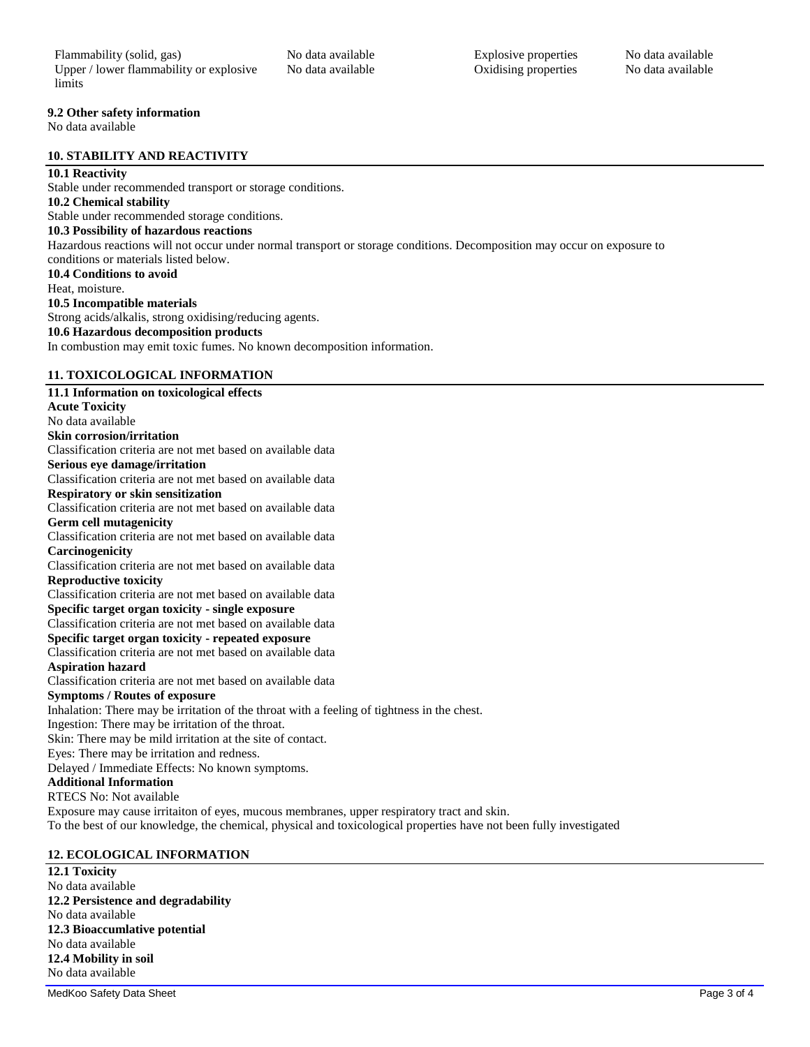| | | | |
|---|---|---|---|
| Flammability (solid, gas) | No data available | Explosive properties | No data available |
| Upper / lower flammability or explosive limits | No data available | Oxidising properties | No data available |

**9.2 Other safety information**
No data available

## 10. STABILITY AND REACTIVITY

**10.1 Reactivity**
Stable under recommended transport or storage conditions.
**10.2 Chemical stability**
Stable under recommended storage conditions.
**10.3 Possibility of hazardous reactions**
Hazardous reactions will not occur under normal transport or storage conditions. Decomposition may occur on exposure to conditions or materials listed below.
**10.4 Conditions to avoid**
Heat, moisture.
**10.5 Incompatible materials**
Strong acids/alkalis, strong oxidising/reducing agents.
**10.6 Hazardous decomposition products**
In combustion may emit toxic fumes. No known decomposition information.

## 11. TOXICOLOGICAL INFORMATION

**11.1 Information on toxicological effects**
**Acute Toxicity**
No data available
**Skin corrosion/irritation**
Classification criteria are not met based on available data
**Serious eye damage/irritation**
Classification criteria are not met based on available data
**Respiratory or skin sensitization**
Classification criteria are not met based on available data
**Germ cell mutagenicity**
Classification criteria are not met based on available data
**Carcinogenicity**
Classification criteria are not met based on available data
**Reproductive toxicity**
Classification criteria are not met based on available data
**Specific target organ toxicity - single exposure**
Classification criteria are not met based on available data
**Specific target organ toxicity - repeated exposure**
Classification criteria are not met based on available data
**Aspiration hazard**
Classification criteria are not met based on available data
**Symptoms / Routes of exposure**
Inhalation: There may be irritation of the throat with a feeling of tightness in the chest.
Ingestion: There may be irritation of the throat.
Skin: There may be mild irritation at the site of contact.
Eyes: There may be irritation and redness.
Delayed / Immediate Effects: No known symptoms.
**Additional Information**
RTECS No: Not available
Exposure may cause irritaiton of eyes, mucous membranes, upper respiratory tract and skin.
To the best of our knowledge, the chemical, physical and toxicological properties have not been fully investigated

## 12. ECOLOGICAL INFORMATION

**12.1 Toxicity**
No data available
**12.2 Persistence and degradability**
No data available
**12.3 Bioaccumlative potential**
No data available
**12.4 Mobility in soil**
No data available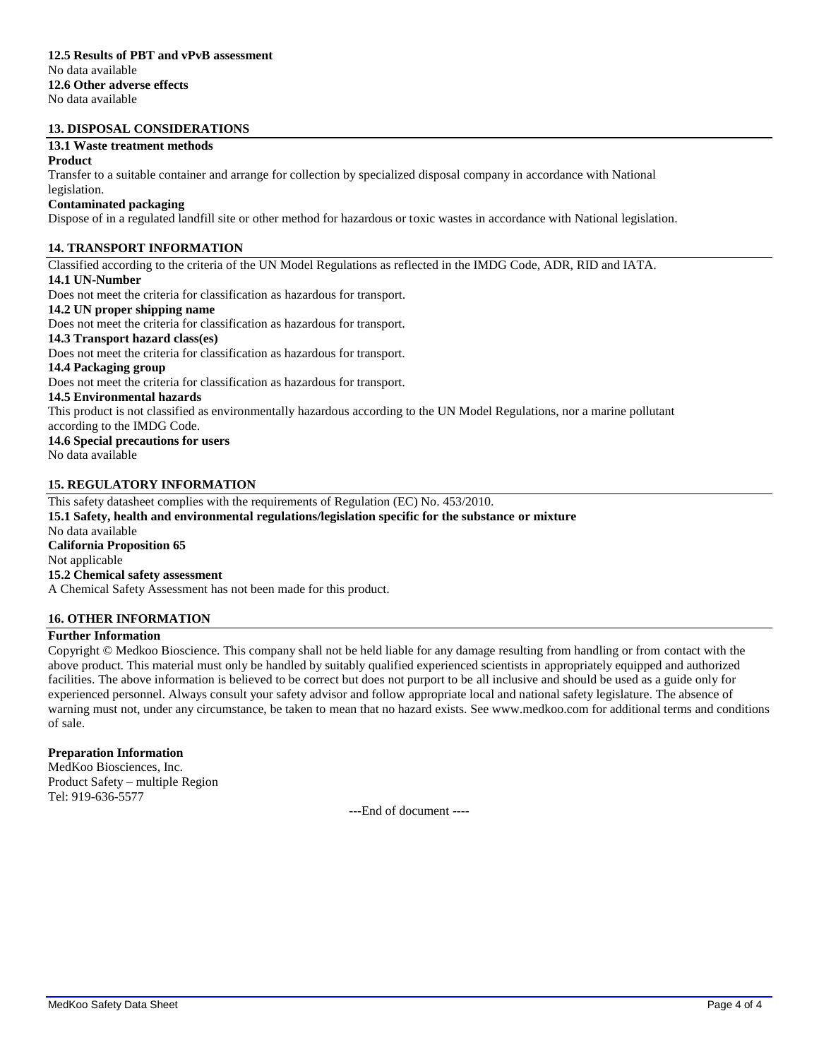**12.5 Results of PBT and vPvB assessment**

No data available

**12.6 Other adverse effects**

No data available

## 13. DISPOSAL CONSIDERATIONS

### 13.1 Waste treatment methods

**Product**

Transfer to a suitable container and arrange for collection by specialized disposal company in accordance with National legislation.

**Contaminated packaging**

Dispose of in a regulated landfill site or other method for hazardous or toxic wastes in accordance with National legislation.

## 14. TRANSPORT INFORMATION

Classified according to the criteria of the UN Model Regulations as reflected in the IMDG Code, ADR, RID and IATA.

**14.1 UN-Number**

Does not meet the criteria for classification as hazardous for transport.

**14.2 UN proper shipping name**

Does not meet the criteria for classification as hazardous for transport.

**14.3 Transport hazard class(es)**

Does not meet the criteria for classification as hazardous for transport.

**14.4 Packaging group**

Does not meet the criteria for classification as hazardous for transport.

**14.5 Environmental hazards**

This product is not classified as environmentally hazardous according to the UN Model Regulations, nor a marine pollutant according to the IMDG Code.

**14.6 Special precautions for users**

No data available

## 15. REGULATORY INFORMATION

This safety datasheet complies with the requirements of Regulation (EC) No. 453/2010.

**15.1 Safety, health and environmental regulations/legislation specific for the substance or mixture**

No data available

**California Proposition 65**

Not applicable

**15.2 Chemical safety assessment**

A Chemical Safety Assessment has not been made for this product.

## 16. OTHER INFORMATION

**Further Information**

Copyright © Medkoo Bioscience. This company shall not be held liable for any damage resulting from handling or from contact with the above product. This material must only be handled by suitably qualified experienced scientists in appropriately equipped and authorized facilities. The above information is believed to be correct but does not purport to be all inclusive and should be used as a guide only for experienced personnel. Always consult your safety advisor and follow appropriate local and national safety legislature. The absence of warning must not, under any circumstance, be taken to mean that no hazard exists. See www.medkoo.com for additional terms and conditions of sale.

**Preparation Information**

MedKoo Biosciences, Inc.
Product Safety – multiple Region
Tel: 919-636-5577

---End of document ----